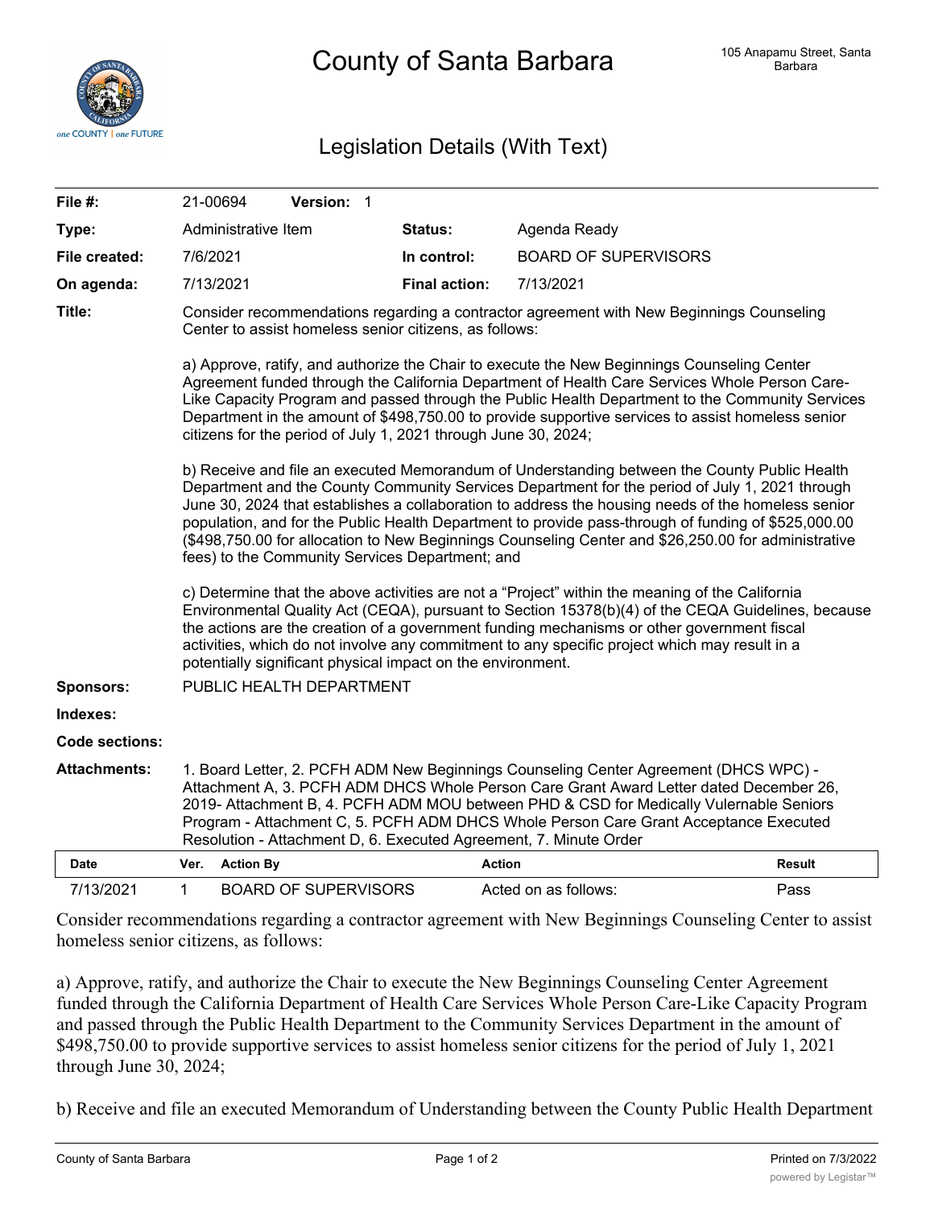# County of Santa Barbara

105 Anapamu Street, Santa Barbara

## Legislation Details (With Text)

| | | | |
|---|---|---|---|
| **File #:** | 21-00694 **Version:** 1 | | |
| **Type:** | Administrative Item | **Status:** | Agenda Ready |
| **File created:** | 7/6/2021 | **In control:** | BOARD OF SUPERVISORS |
| **On agenda:** | 7/13/2021 | **Final action:** | 7/13/2021 |

**Title:** Consider recommendations regarding a contractor agreement with New Beginnings Counseling Center to assist homeless senior citizens, as follows:

a) Approve, ratify, and authorize the Chair to execute the New Beginnings Counseling Center Agreement funded through the California Department of Health Care Services Whole Person Care-Like Capacity Program and passed through the Public Health Department to the Community Services Department in the amount of $498,750.00 to provide supportive services to assist homeless senior citizens for the period of July 1, 2021 through June 30, 2024;

b) Receive and file an executed Memorandum of Understanding between the County Public Health Department and the County Community Services Department for the period of July 1, 2021 through June 30, 2024 that establishes a collaboration to address the housing needs of the homeless senior population, and for the Public Health Department to provide pass-through of funding of $525,000.00 ($498,750.00 for allocation to New Beginnings Counseling Center and $26,250.00 for administrative fees) to the Community Services Department; and

c) Determine that the above activities are not a "Project" within the meaning of the California Environmental Quality Act (CEQA), pursuant to Section 15378(b)(4) of the CEQA Guidelines, because the actions are the creation of a government funding mechanisms or other government fiscal activities, which do not involve any commitment to any specific project which may result in a potentially significant physical impact on the environment.

**Sponsors:** PUBLIC HEALTH DEPARTMENT

**Indexes:**

**Code sections:**

**Attachments:** 1. Board Letter, 2. PCFH ADM New Beginnings Counseling Center Agreement (DHCS WPC) - Attachment A, 3. PCFH ADM DHCS Whole Person Care Grant Award Letter dated December 26, 2019- Attachment B, 4. PCFH ADM MOU between PHD & CSD for Medically Vulnerable Seniors Program - Attachment C, 5. PCFH ADM DHCS Whole Person Care Grant Acceptance Executed Resolution - Attachment D, 6. Executed Agreement, 7. Minute Order

| Date | Ver. | Action By | Action | Result |
|---|---|---|---|---|
| 7/13/2021 | 1 | BOARD OF SUPERVISORS | Acted on as follows: | Pass |

Consider recommendations regarding a contractor agreement with New Beginnings Counseling Center to assist homeless senior citizens, as follows:

a) Approve, ratify, and authorize the Chair to execute the New Beginnings Counseling Center Agreement funded through the California Department of Health Care Services Whole Person Care-Like Capacity Program and passed through the Public Health Department to the Community Services Department in the amount of $498,750.00 to provide supportive services to assist homeless senior citizens for the period of July 1, 2021 through June 30, 2024;

b) Receive and file an executed Memorandum of Understanding between the County Public Health Department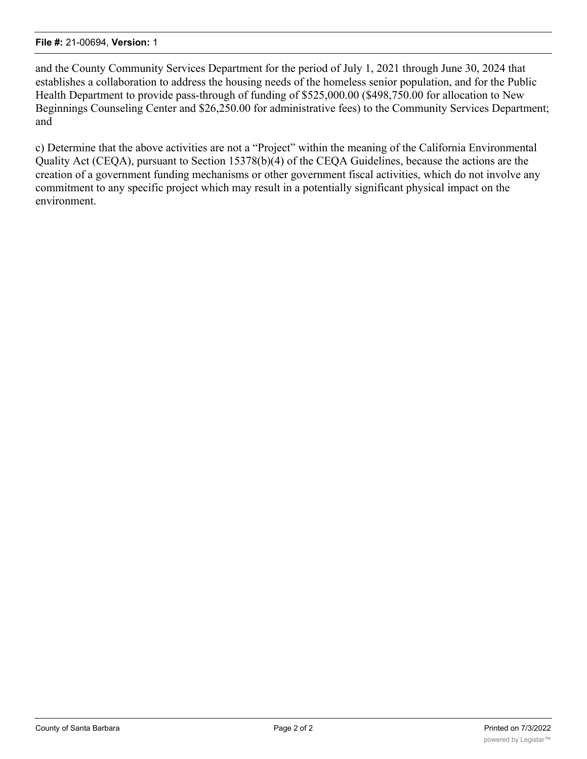and the County Community Services Department for the period of July 1, 2021 through June 30, 2024 that establishes a collaboration to address the housing needs of the homeless senior population, and for the Public Health Department to provide pass-through of funding of $525,000.00 ($498,750.00 for allocation to New Beginnings Counseling Center and $26,250.00 for administrative fees) to the Community Services Department; and

c) Determine that the above activities are not a "Project" within the meaning of the California Environmental Quality Act (CEQA), pursuant to Section 15378(b)(4) of the CEQA Guidelines, because the actions are the creation of a government funding mechanisms or other government fiscal activities, which do not involve any commitment to any specific project which may result in a potentially significant physical impact on the environment.